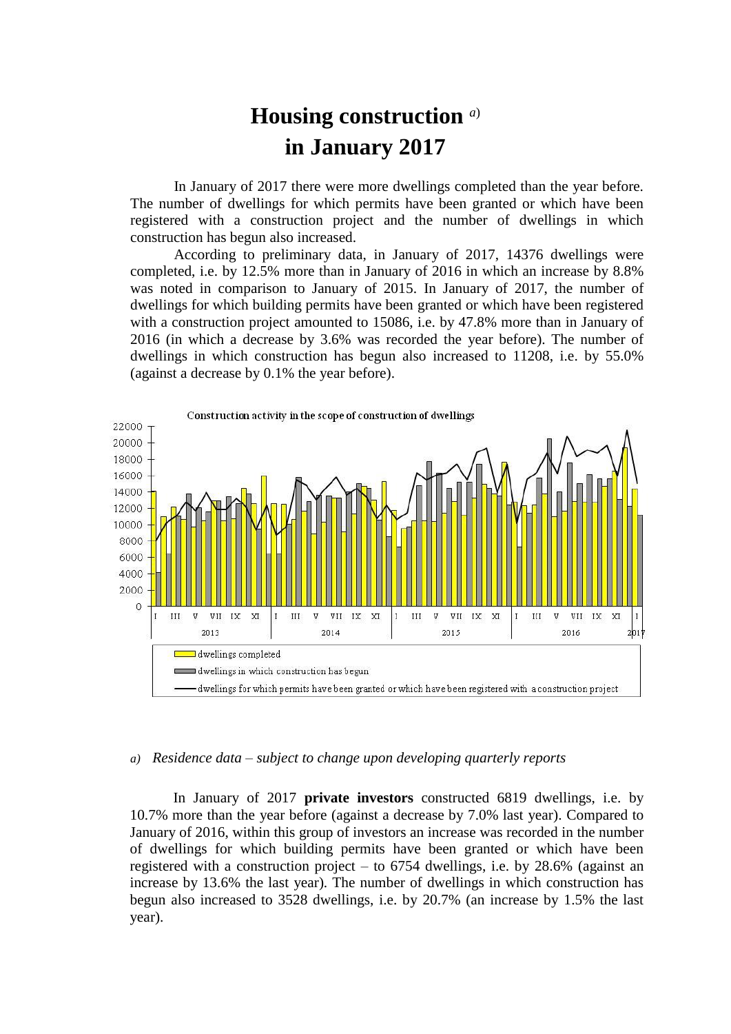# Housing construction [a) ]
# in January 2017

In January of 2017 there were more dwellings completed than the year before. The number of dwellings for which permits have been granted or which have been registered with a construction project and the number of dwellings in which construction has begun also increased.

According to preliminary data, in January of 2017, 14376 dwellings were completed, i.e. by 12.5% more than in January of 2016 in which an increase by 8.8% was noted in comparison to January of 2015. In January of 2017, the number of dwellings for which building permits have been granted or which have been registered with a construction project amounted to 15086, i.e. by 47.8% more than in January of 2016 (in which a decrease by 3.6% was recorded the year before). The number of dwellings in which construction has begun also increased to 11208, i.e. by 55.0% (against a decrease by 0.1% the year before).

Construction activity in the scope of construction of dwellings

- dwellings completed
- dwellings in which construction has begun
- dwellings for which permits have been granted or which have been registered with a construction project

*a) Residence data – subject to change upon developing quarterly reports*

In January of 2017 **private investors** constructed 6819 dwellings, i.e. by 10.7% more than the year before (against a decrease by 7.0% last year). Compared to January of 2016, within this group of investors an increase was recorded in the number of dwellings for which building permits have been granted or which have been registered with a construction project – to 6754 dwellings, i.e. by 28.6% (against an increase by 13.6% the last year). The number of dwellings in which construction has begun also increased to 3528 dwellings, i.e. by 20.7% (an increase by 1.5% the last year).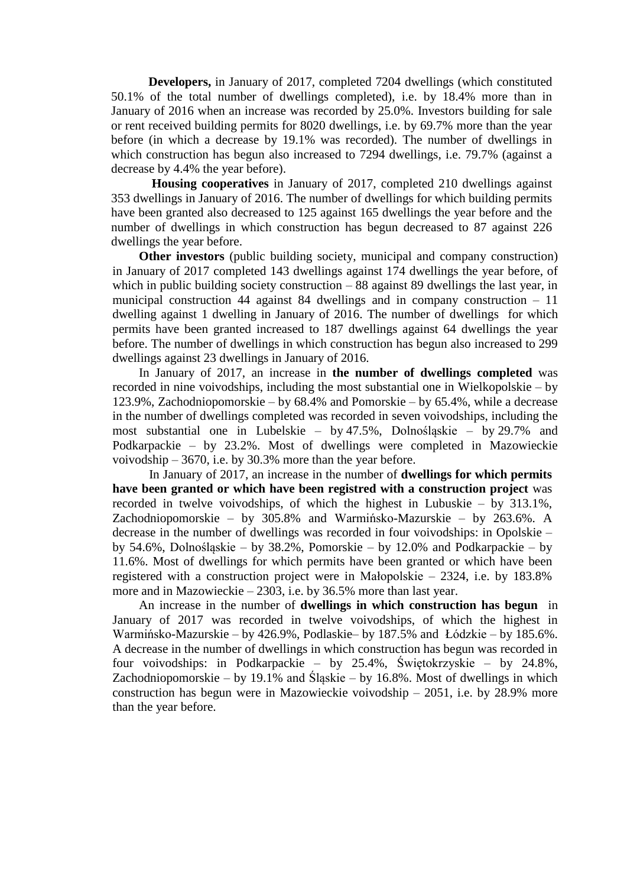**Developers,** in January of 2017, completed 7204 dwellings (which constituted 50.1% of the total number of dwellings completed), i.e. by 18.4% more than in January of 2016 when an increase was recorded by 25.0%. Investors building for sale or rent received building permits for 8020 dwellings, i.e. by 69.7% more than the year before (in which a decrease by 19.1% was recorded). The number of dwellings in which construction has begun also increased to 7294 dwellings, i.e. 79.7% (against a decrease by 4.4% the year before).

**Housing cooperatives** in January of 2017, completed 210 dwellings against 353 dwellings in January of 2016. The number of dwellings for which building permits have been granted also decreased to 125 against 165 dwellings the year before and the number of dwellings in which construction has begun decreased to 87 against 226 dwellings the year before.

**Other investors** (public building society, municipal and company construction) in January of 2017 completed 143 dwellings against 174 dwellings the year before, of which in public building society construction – 88 against 89 dwellings the last year, in municipal construction 44 against 84 dwellings and in company construction – 11 dwelling against 1 dwelling in January of 2016. The number of dwellings for which permits have been granted increased to 187 dwellings against 64 dwellings the year before. The number of dwellings in which construction has begun also increased to 299 dwellings against 23 dwellings in January of 2016.

In January of 2017, an increase in **the number of dwellings completed** was recorded in nine voivodships, including the most substantial one in Wielkopolskie – by 123.9%, Zachodniopomorskie – by 68.4% and Pomorskie – by 65.4%, while a decrease in the number of dwellings completed was recorded in seven voivodships, including the most substantial one in Lubelskie – by 47.5%, Dolnośląskie – by 29.7% and Podkarpackie – by 23.2%. Most of dwellings were completed in Mazowieckie voivodship – 3670, i.e. by 30.3% more than the year before.

In January of 2017, an increase in the number of **dwellings for which permits have been granted or which have been registred with a construction project** was recorded in twelve voivodships, of which the highest in Lubuskie – by 313.1%, Zachodniopomorskie – by 305.8% and Warmińsko-Mazurskie – by 263.6%. A decrease in the number of dwellings was recorded in four voivodships: in Opolskie – by 54.6%, Dolnośląskie – by 38.2%, Pomorskie – by 12.0% and Podkarpackie – by 11.6%. Most of dwellings for which permits have been granted or which have been registered with a construction project were in Małopolskie – 2324, i.e. by 183.8% more and in Mazowieckie – 2303, i.e. by 36.5% more than last year.

An increase in the number of **dwellings in which construction has begun** in January of 2017 was recorded in twelve voivodships, of which the highest in Warmińsko-Mazurskie – by 426.9%, Podlaskie– by 187.5% and Łódzkie – by 185.6%. A decrease in the number of dwellings in which construction has begun was recorded in four voivodships: in Podkarpackie – by 25.4%, Świętokrzyskie – by 24.8%, Zachodniopomorskie – by 19.1% and Śląskie – by 16.8%. Most of dwellings in which construction has begun were in Mazowieckie voivodship – 2051, i.e. by 28.9% more than the year before.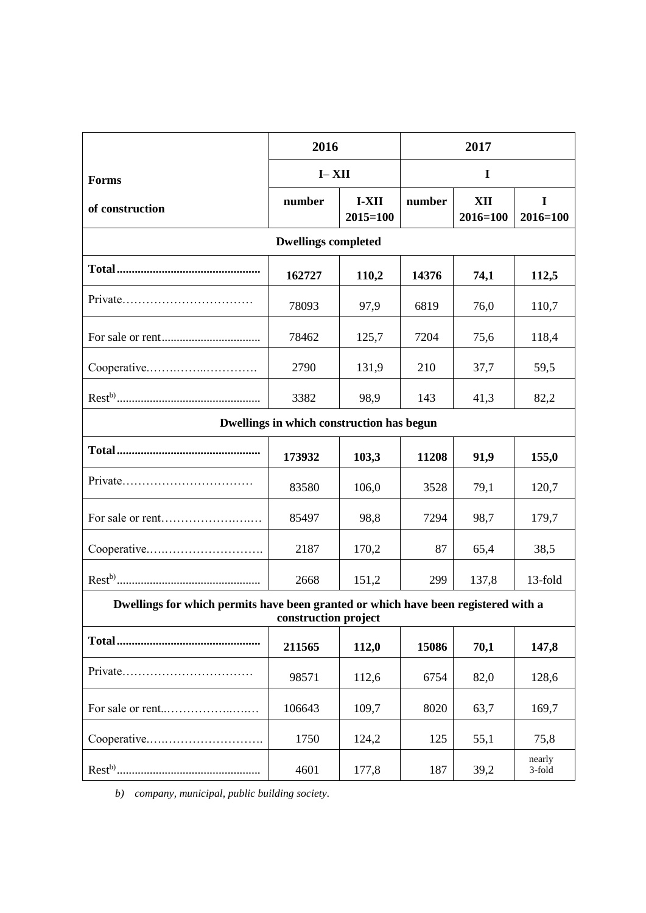| Forms of construction | 2016 | | 2017 | | |
|---|---|---|---|---|---|
| | I– XII | | I | | |
| | number | I-XII 2015=100 | number | XII 2016=100 | I 2016=100 |
| **Dwellings completed** | | | | | |
| **Total** | **162727** | **110,2** | **14376** | **74,1** | **112,5** |
| Private | 78093 | 97,9 | 6819 | 76,0 | 110,7 |
| For sale or rent | 78462 | 125,7 | 7204 | 75,6 | 118,4 |
| Cooperative | 2790 | 131,9 | 210 | 37,7 | 59,5 |
| Rest[b)] | 3382 | 98,9 | 143 | 41,3 | 82,2 |
| **Dwellings in which construction has begun** | | | | | |
| **Total** | **173932** | **103,3** | **11208** | **91,9** | **155,0** |
| Private | 83580 | 106,0 | 3528 | 79,1 | 120,7 |
| For sale or rent | 85497 | 98,8 | 7294 | 98,7 | 179,7 |
| Cooperative | 2187 | 170,2 | 87 | 65,4 | 38,5 |
| Rest[b)] | 2668 | 151,2 | 299 | 137,8 | 13-fold |
| **Dwellings for which permits have been granted or which have been registered with a construction project** | | | | | |
| **Total** | **211565** | **112,0** | **15086** | **70,1** | **147,8** |
| Private | 98571 | 112,6 | 6754 | 82,0 | 128,6 |
| For sale or rent | 106643 | 109,7 | 8020 | 63,7 | 169,7 |
| Cooperative | 1750 | 124,2 | 125 | 55,1 | 75,8 |
| Rest[b)] | 4601 | 177,8 | 187 | 39,2 | nearly 3-fold |

*b) company, municipal, public building society.*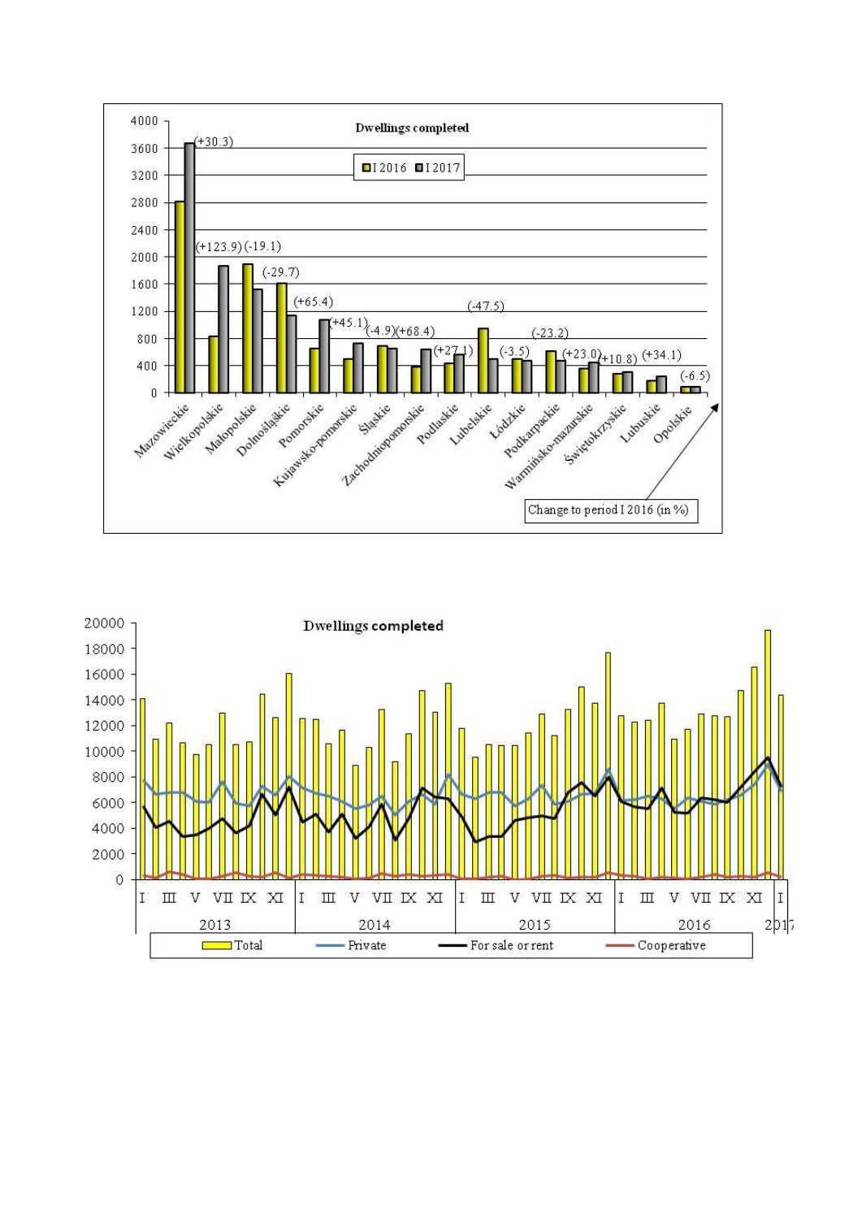**Dwellings completed**

I 2016 / I 2017

Change to period I 2016 (in %)

| Voivodeship | Change to period I 2016 (in %) |
|---|---|
| Mazowieckie | +30.3 |
| Wielkopolskie | +123.9 |
| Małopolskie | -19.1 |
| Dolnośląskie | -29.7 |
| Pomorskie | +65.4 |
| Kujawsko-pomorskie | +45.1 |
| Śląskie | -4.9 |
| Zachodniopomorskie | +68.4 |
| Podlaskie | +27.1 |
| Lubelskie | -47.5 |
| Łódzkie | -3.5 |
| Podkarpackie | -23.2 |
| Warmińsko-mazurskie | +23.0 |
| Świętokrzyskie | +10.8 |
| Lubuskie | +34.1 |
| Opolskie | -6.5 |

**Dwellings completed**

Total / Private / For sale or rent / Cooperative

2013, 2014, 2015, 2016, 2017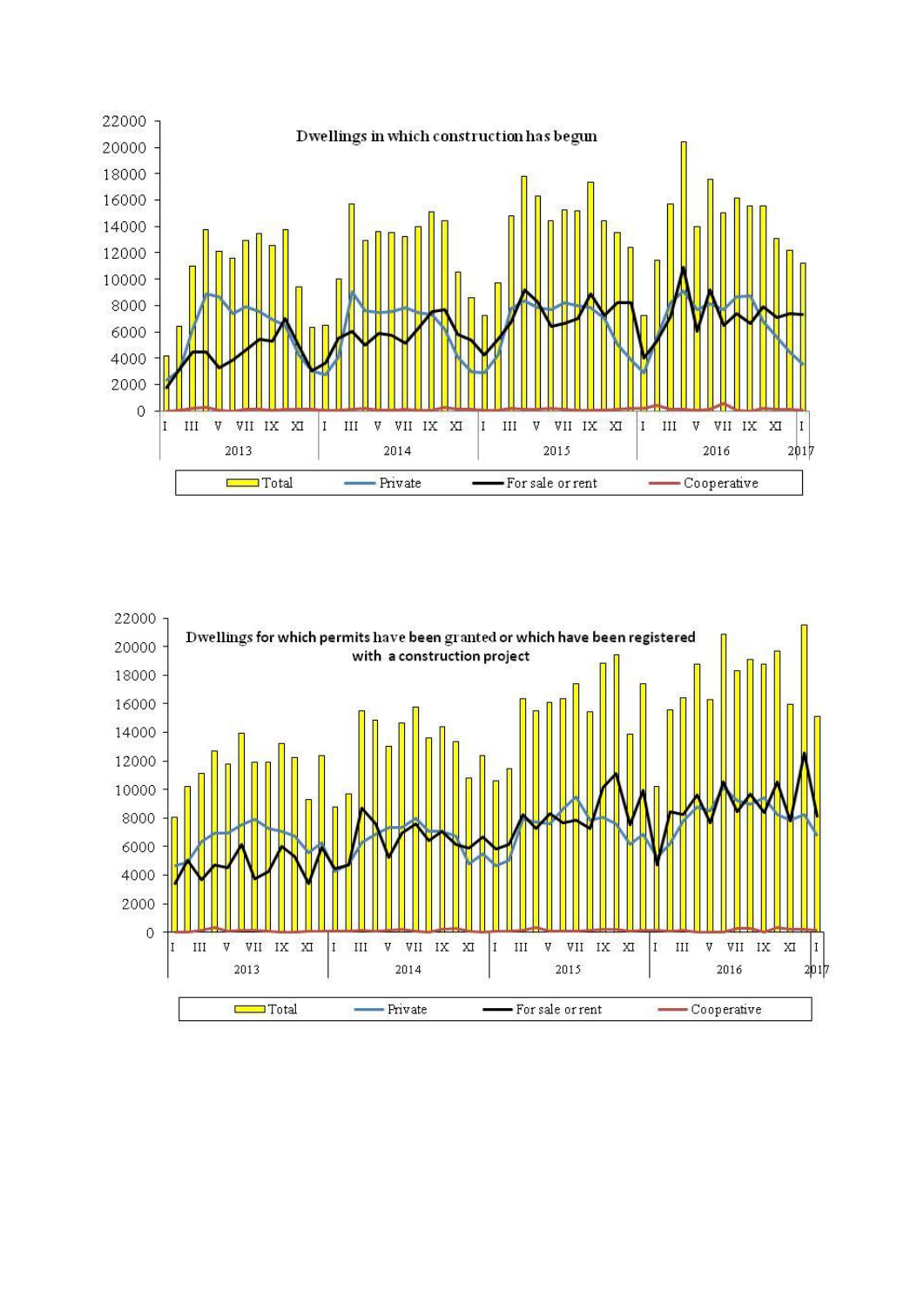Dwellings in which construction has begun

22000
20000
18000
16000
14000
12000
10000
8000
6000
4000
2000
0

I III V VII IX XI I III V VII IX XI I III V VII IX XI I III V VII IX XI I

2013 2014 2015 2016 2017

Total Private For sale or rent Cooperative

Dwellings for which permits have been granted or which have been registered with a construction project

22000
20000
18000
16000
14000
12000
10000
8000
6000
4000
2000
0

I III V VII IX XI I III V VII IX XI I III V VII IX XI I III V VII IX XI I

2013 2014 2015 2016 2017

Total Private For sale or rent Cooperative